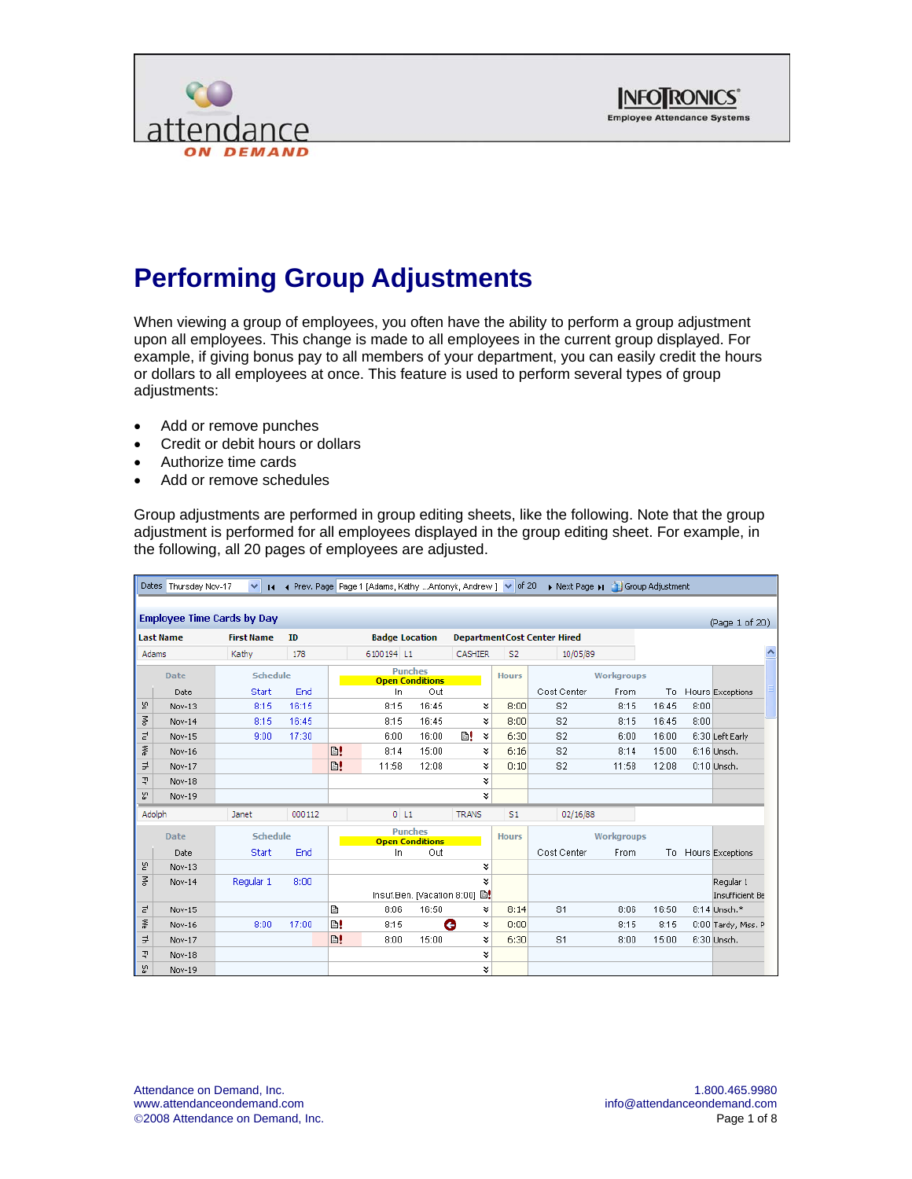# Performing Group Adjustments

When viewing a group of employees, you often have the ability to perform a group adjustment upon all employees. This change is made to all employees in the current group displayed. For example, if giving bonus pay to all members of your department, you can easily credit the hours or dollars to all employees at once. This feature is used to perform several types of group adjustments:

- Add or remove punches
- Credit or debit hours or dollars
- Authorize time cards
- Add or remove schedules

Group adjustments are performed in group editing sheets, like the following. Note that the group adjustment is performed for all employees displayed in the group editing sheet. For example, in the following, all 20 pages of employees are adjusted.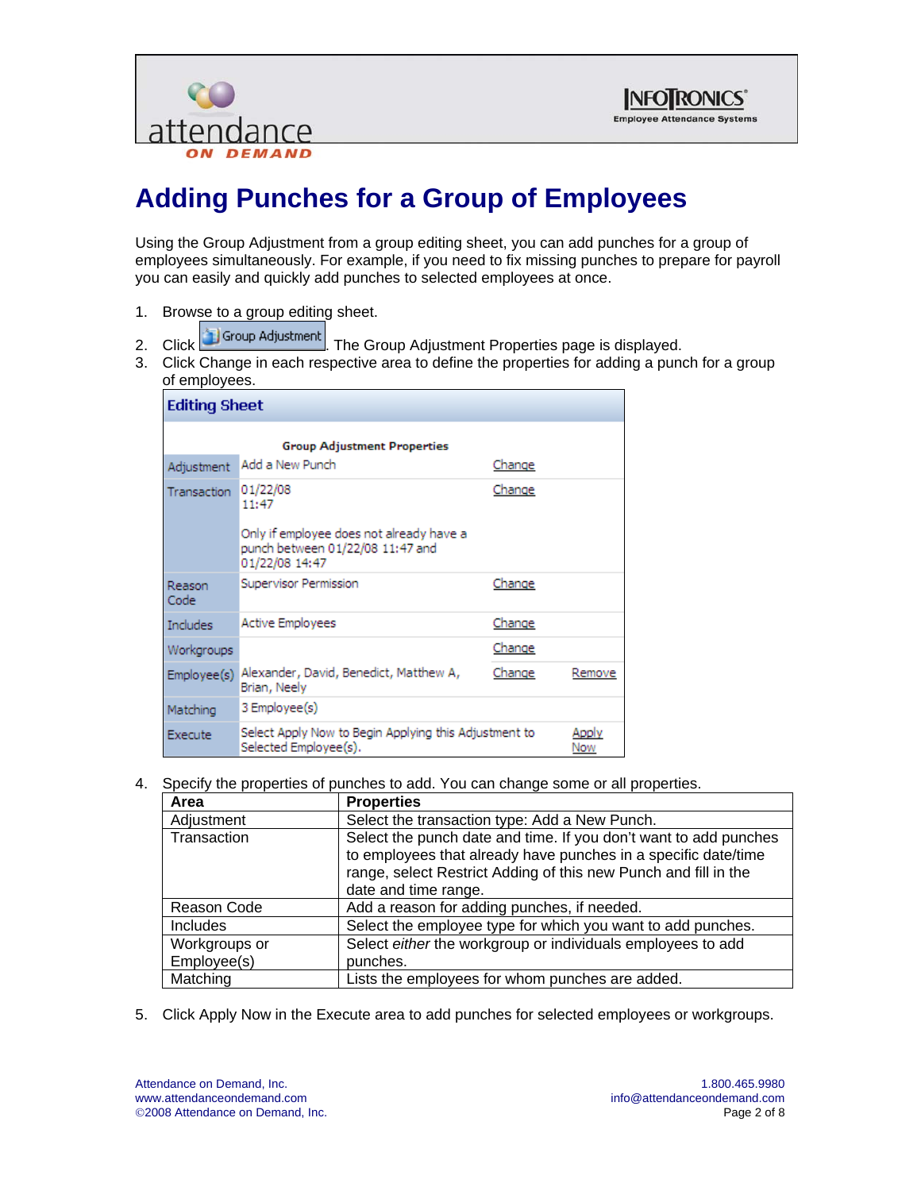# Adding Punches for a Group of Employees

Using the Group Adjustment from a group editing sheet, you can add punches for a group of employees simultaneously. For example, if you need to fix missing punches to prepare for payroll you can easily and quickly add punches to selected employees at once.

1. Browse to a group editing sheet.
2. Click Group Adjustment. The Group Adjustment Properties page is displayed.
3. Click Change in each respective area to define the properties for adding a punch for a group of employees.

**Editing Sheet**

| Group Adjustment Properties | | | |
|---|---|---|---|
| Adjustment | Add a New Punch | Change | |
| Transaction | 01/22/08 11:47<br><br>Only if employee does not already have a punch between 01/22/08 11:47 and 01/22/08 14:47 | Change | |
| Reason Code | Supervisor Permission | Change | |
| Includes | Active Employees | Change | |
| Workgroups | | Change | |
| Employee(s) | Alexander, David, Benedict, Matthew A, Brian, Neely | Change | Remove |
| Matching | 3 Employee(s) | | |
| Execute | Select Apply Now to Begin Applying this Adjustment to Selected Employee(s). | | Apply Now |

4. Specify the properties of punches to add. You can change some or all properties.

| Area | Properties |
|---|---|
| Adjustment | Select the transaction type: Add a New Punch. |
| Transaction | Select the punch date and time. If you don't want to add punches to employees that already have punches in a specific date/time range, select Restrict Adding of this new Punch and fill in the date and time range. |
| Reason Code | Add a reason for adding punches, if needed. |
| Includes | Select the employee type for which you want to add punches. |
| Workgroups or Employee(s) | Select *either* the workgroup or individuals employees to add punches. |
| Matching | Lists the employees for whom punches are added. |

5. Click Apply Now in the Execute area to add punches for selected employees or workgroups.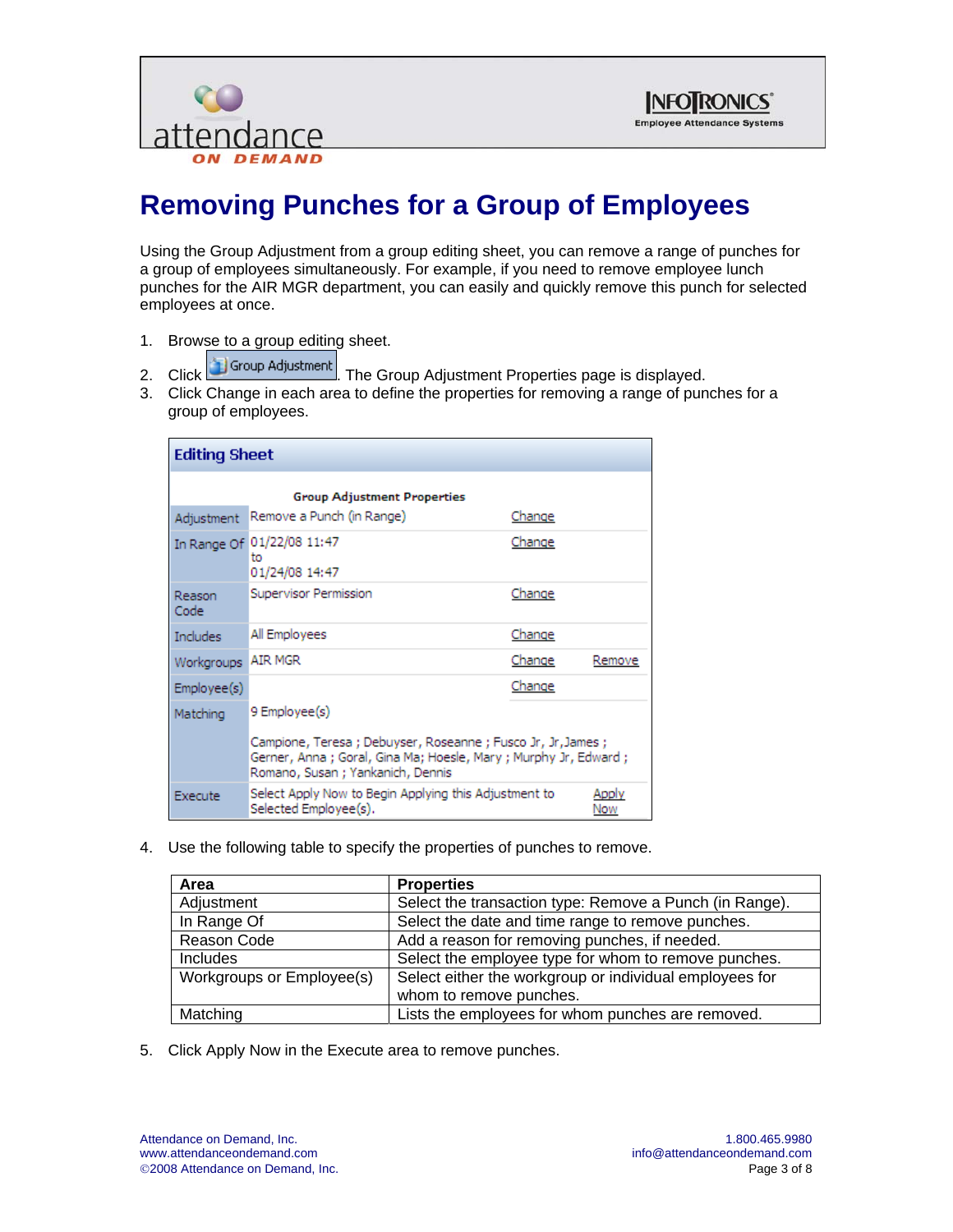# Removing Punches for a Group of Employees

Using the Group Adjustment from a group editing sheet, you can remove a range of punches for a group of employees simultaneously. For example, if you need to remove employee lunch punches for the AIR MGR department, you can easily and quickly remove this punch for selected employees at once.

1. Browse to a group editing sheet.
2. Click Group Adjustment. The Group Adjustment Properties page is displayed.
3. Click Change in each area to define the properties for removing a range of punches for a group of employees.

**Editing Sheet**

| Group Adjustment Properties | | | |
|---|---|---|---|
| Adjustment | Remove a Punch (in Range) | Change | |
| In Range Of | 01/22/08 11:47 to 01/24/08 14:47 | Change | |
| Reason Code | Supervisor Permission | Change | |
| Includes | All Employees | Change | |
| Workgroups | AIR MGR | Change | Remove |
| Employee(s) | | Change | |
| Matching | 9 Employee(s) Campione, Teresa ; Debuyser, Roseanne ; Fusco Jr, Jr,James ; Gerner, Anna ; Goral, Gina Ma; Hoesle, Mary ; Murphy Jr, Edward ; Romano, Susan ; Yankanich, Dennis | | |
| Execute | Select Apply Now to Begin Applying this Adjustment to Selected Employee(s). | | Apply Now |

4. Use the following table to specify the properties of punches to remove.

| Area | Properties |
|---|---|
| Adjustment | Select the transaction type: Remove a Punch (in Range). |
| In Range Of | Select the date and time range to remove punches. |
| Reason Code | Add a reason for removing punches, if needed. |
| Includes | Select the employee type for whom to remove punches. |
| Workgroups or Employee(s) | Select either the workgroup or individual employees for whom to remove punches. |
| Matching | Lists the employees for whom punches are removed. |

5. Click Apply Now in the Execute area to remove punches.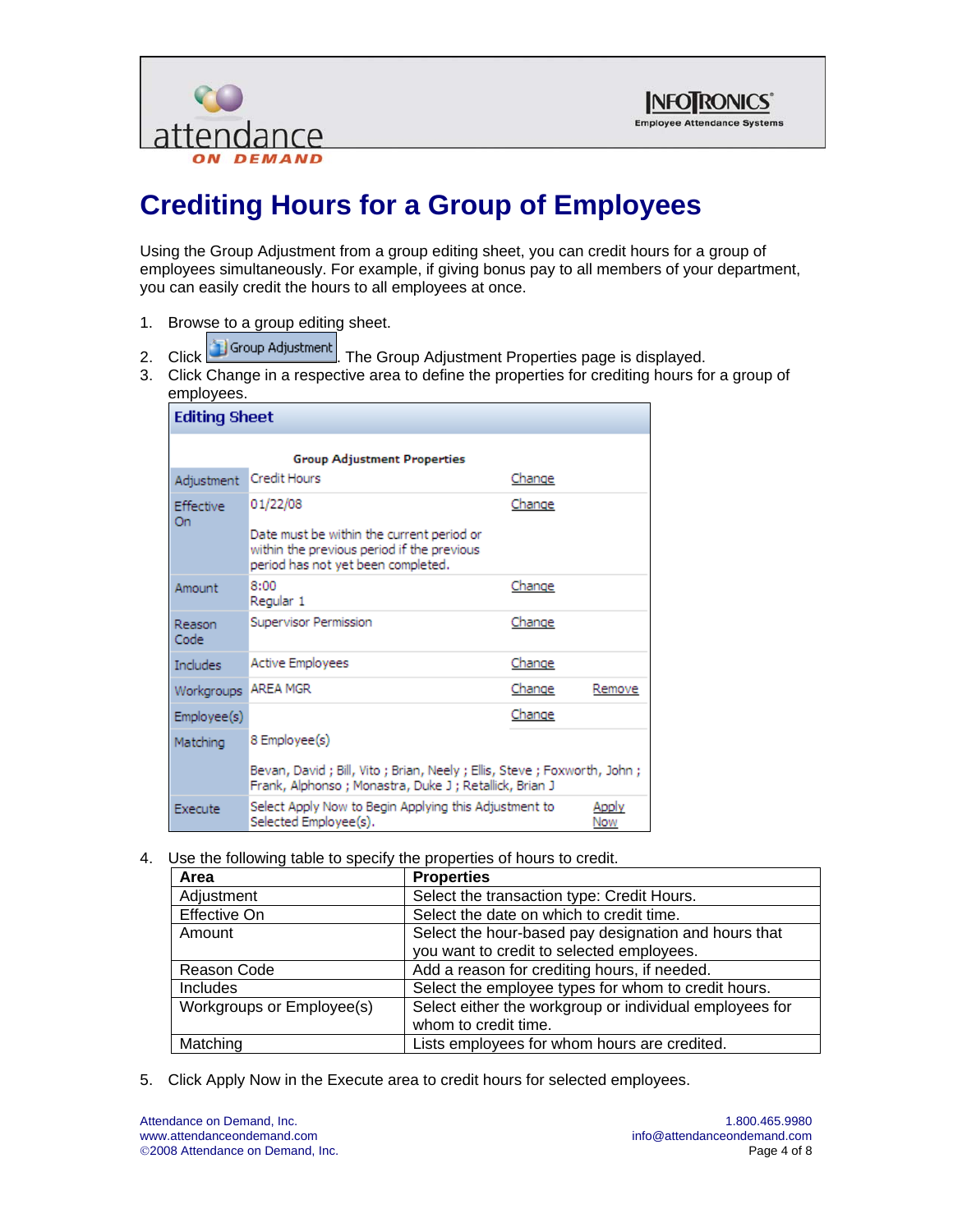# Crediting Hours for a Group of Employees

Using the Group Adjustment from a group editing sheet, you can credit hours for a group of employees simultaneously. For example, if giving bonus pay to all members of your department, you can easily credit the hours to all employees at once.

1. Browse to a group editing sheet.
2. Click Group Adjustment. The Group Adjustment Properties page is displayed.
3. Click Change in a respective area to define the properties for crediting hours for a group of employees.

**Editing Sheet**

**Group Adjustment Properties**

| | | | |
|---|---|---|---|
| Adjustment | Credit Hours | Change | |
| Effective On | 01/22/08<br><br>Date must be within the current period or within the previous period if the previous period has not yet been completed. | Change | |
| Amount | 8:00<br>Regular 1 | Change | |
| Reason Code | Supervisor Permission | Change | |
| Includes | Active Employees | Change | |
| Workgroups | AREA MGR | Change | Remove |
| Employee(s) | | Change | |
| Matching | 8 Employee(s)<br><br>Bevan, David ; Bill, Vito ; Brian, Neely ; Ellis, Steve ; Foxworth, John ; Frank, Alphonso ; Monastra, Duke J ; Retallick, Brian J | | |
| Execute | Select Apply Now to Begin Applying this Adjustment to Selected Employee(s). | Apply Now | |

4. Use the following table to specify the properties of hours to credit.

| Area | Properties |
|---|---|
| Adjustment | Select the transaction type: Credit Hours. |
| Effective On | Select the date on which to credit time. |
| Amount | Select the hour-based pay designation and hours that you want to credit to selected employees. |
| Reason Code | Add a reason for crediting hours, if needed. |
| Includes | Select the employee types for whom to credit hours. |
| Workgroups or Employee(s) | Select either the workgroup or individual employees for whom to credit time. |
| Matching | Lists employees for whom hours are credited. |

5. Click Apply Now in the Execute area to credit hours for selected employees.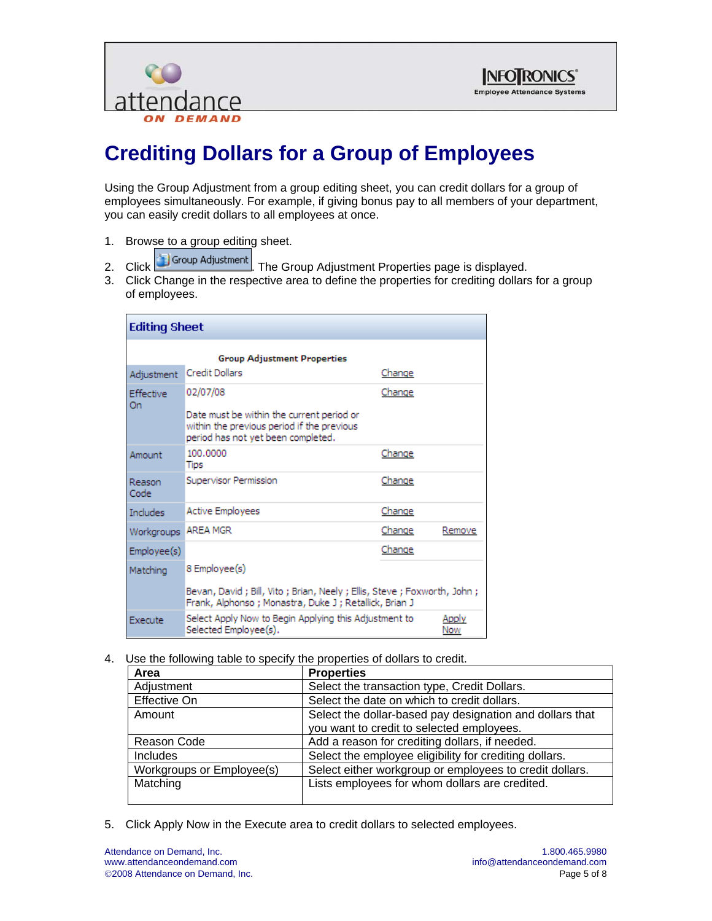# Crediting Dollars for a Group of Employees

Using the Group Adjustment from a group editing sheet, you can credit dollars for a group of employees simultaneously. For example, if giving bonus pay to all members of your department, you can easily credit dollars to all employees at once.

1. Browse to a group editing sheet.
2. Click Group Adjustment. The Group Adjustment Properties page is displayed.
3. Click Change in the respective area to define the properties for crediting dollars for a group of employees.

**Editing Sheet**

**Group Adjustment Properties**

| | | | |
|---|---|---|---|
| Adjustment | Credit Dollars | Change | |
| Effective On | 02/07/08<br><br>Date must be within the current period or within the previous period if the previous period has not yet been completed. | Change | |
| Amount | 100.0000<br>Tips | Change | |
| Reason Code | Supervisor Permission | Change | |
| Includes | Active Employees | Change | |
| Workgroups | AREA MGR | Change | Remove |
| Employee(s) | | Change | |
| Matching | 8 Employee(s)<br><br>Bevan, David ; Bill, Vito ; Brian, Neely ; Ellis, Steve ; Foxworth, John ; Frank, Alphonso ; Monastra, Duke J ; Retallick, Brian J | | |
| Execute | Select Apply Now to Begin Applying this Adjustment to Selected Employee(s). | | Apply Now |

4. Use the following table to specify the properties of dollars to credit.

| Area | Properties |
|---|---|
| Adjustment | Select the transaction type, Credit Dollars. |
| Effective On | Select the date on which to credit dollars. |
| Amount | Select the dollar-based pay designation and dollars that you want to credit to selected employees. |
| Reason Code | Add a reason for crediting dollars, if needed. |
| Includes | Select the employee eligibility for crediting dollars. |
| Workgroups or Employee(s) | Select either workgroup or employees to credit dollars. |
| Matching | Lists employees for whom dollars are credited. |

5. Click Apply Now in the Execute area to credit dollars to selected employees.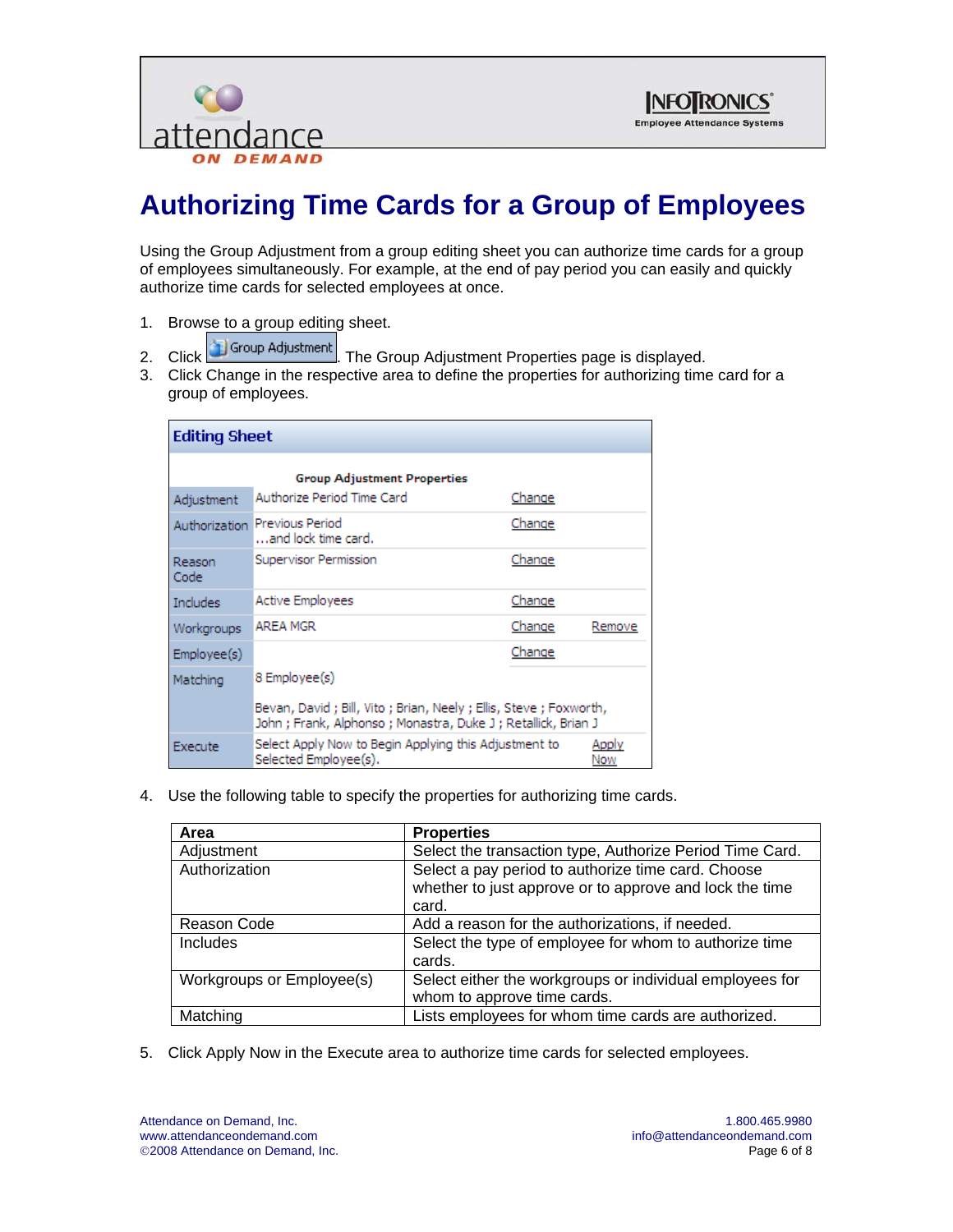# Authorizing Time Cards for a Group of Employees

Using the Group Adjustment from a group editing sheet you can authorize time cards for a group of employees simultaneously. For example, at the end of pay period you can easily and quickly authorize time cards for selected employees at once.

1. Browse to a group editing sheet.
2. Click Group Adjustment. The Group Adjustment Properties page is displayed.
3. Click Change in the respective area to define the properties for authorizing time card for a group of employees.

**Editing Sheet**

**Group Adjustment Properties**

| | | | |
|---|---|---|---|
| Adjustment | Authorize Period Time Card | Change | |
| Authorization | Previous Period ...and lock time card. | Change | |
| Reason Code | Supervisor Permission | Change | |
| Includes | Active Employees | Change | |
| Workgroups | AREA MGR | Change | Remove |
| Employee(s) | | Change | |
| Matching | 8 Employee(s)<br>Bevan, David ; Bill, Vito ; Brian, Neely ; Ellis, Steve ; Foxworth, John ; Frank, Alphonso ; Monastra, Duke J ; Retallick, Brian J | | |
| Execute | Select Apply Now to Begin Applying this Adjustment to Selected Employee(s). | | Apply Now |

4. Use the following table to specify the properties for authorizing time cards.

| Area | Properties |
|---|---|
| Adjustment | Select the transaction type, Authorize Period Time Card. |
| Authorization | Select a pay period to authorize time card. Choose whether to just approve or to approve and lock the time card. |
| Reason Code | Add a reason for the authorizations, if needed. |
| Includes | Select the type of employee for whom to authorize time cards. |
| Workgroups or Employee(s) | Select either the workgroups or individual employees for whom to approve time cards. |
| Matching | Lists employees for whom time cards are authorized. |

5. Click Apply Now in the Execute area to authorize time cards for selected employees.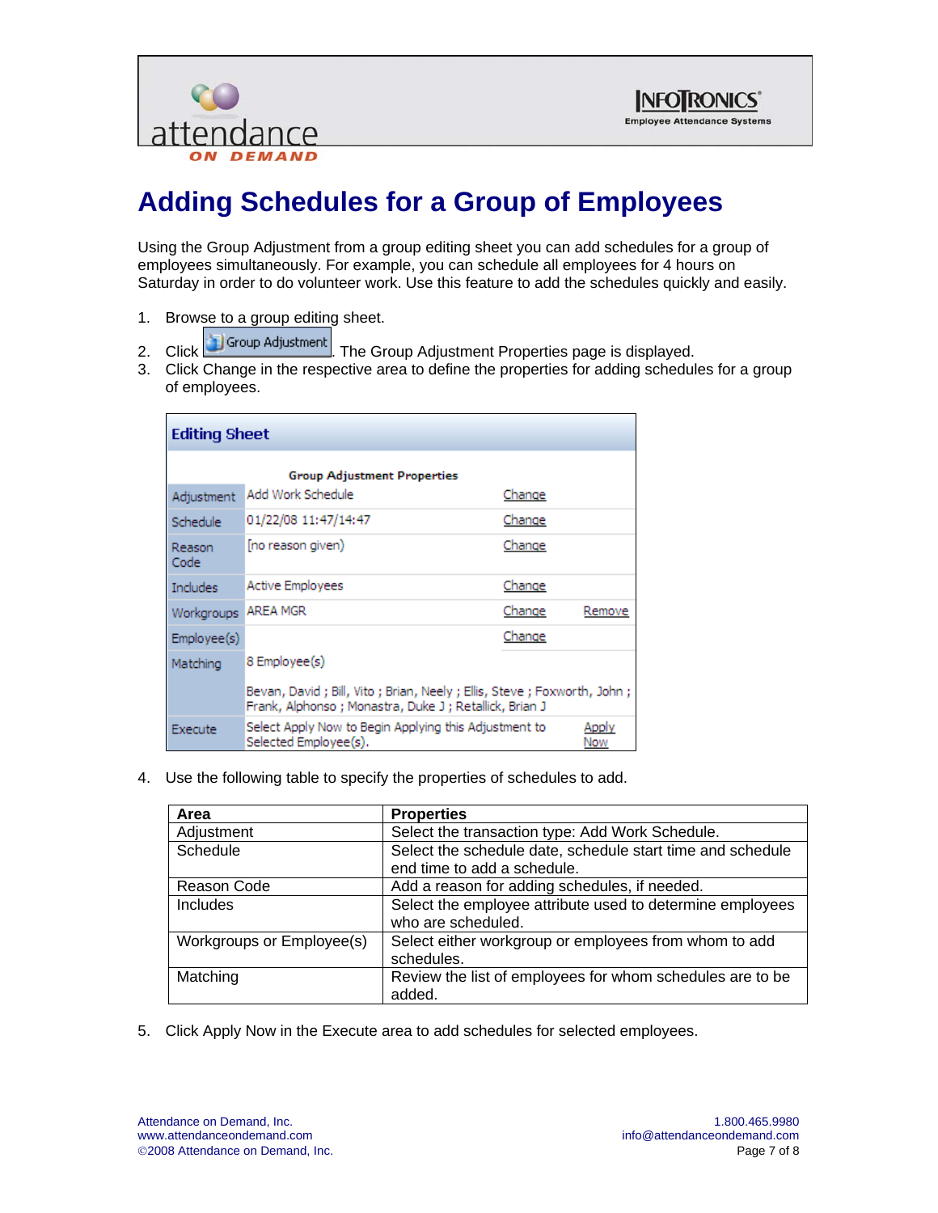# Adding Schedules for a Group of Employees

Using the Group Adjustment from a group editing sheet you can add schedules for a group of employees simultaneously. For example, you can schedule all employees for 4 hours on Saturday in order to do volunteer work. Use this feature to add the schedules quickly and easily.

1. Browse to a group editing sheet.
2. Click Group Adjustment. The Group Adjustment Properties page is displayed.
3. Click Change in the respective area to define the properties for adding schedules for a group of employees.

**Editing Sheet**

**Group Adjustment Properties**

| | | | |
|---|---|---|---|
| Adjustment | Add Work Schedule | Change | |
| Schedule | 01/22/08 11:47/14:47 | Change | |
| Reason Code | [no reason given) | Change | |
| Includes | Active Employees | Change | |
| Workgroups | AREA MGR | Change | Remove |
| Employee(s) | | Change | |
| Matching | 8 Employee(s)<br><br>Bevan, David ; Bill, Vito ; Brian, Neely ; Ellis, Steve ; Foxworth, John ; Frank, Alphonso ; Monastra, Duke J ; Retallick, Brian J | | |
| Execute | Select Apply Now to Begin Applying this Adjustment to Selected Employee(s). | | Apply Now |

4. Use the following table to specify the properties of schedules to add.

| Area | Properties |
|---|---|
| Adjustment | Select the transaction type: Add Work Schedule. |
| Schedule | Select the schedule date, schedule start time and schedule end time to add a schedule. |
| Reason Code | Add a reason for adding schedules, if needed. |
| Includes | Select the employee attribute used to determine employees who are scheduled. |
| Workgroups or Employee(s) | Select either workgroup or employees from whom to add schedules. |
| Matching | Review the list of employees for whom schedules are to be added. |

5. Click Apply Now in the Execute area to add schedules for selected employees.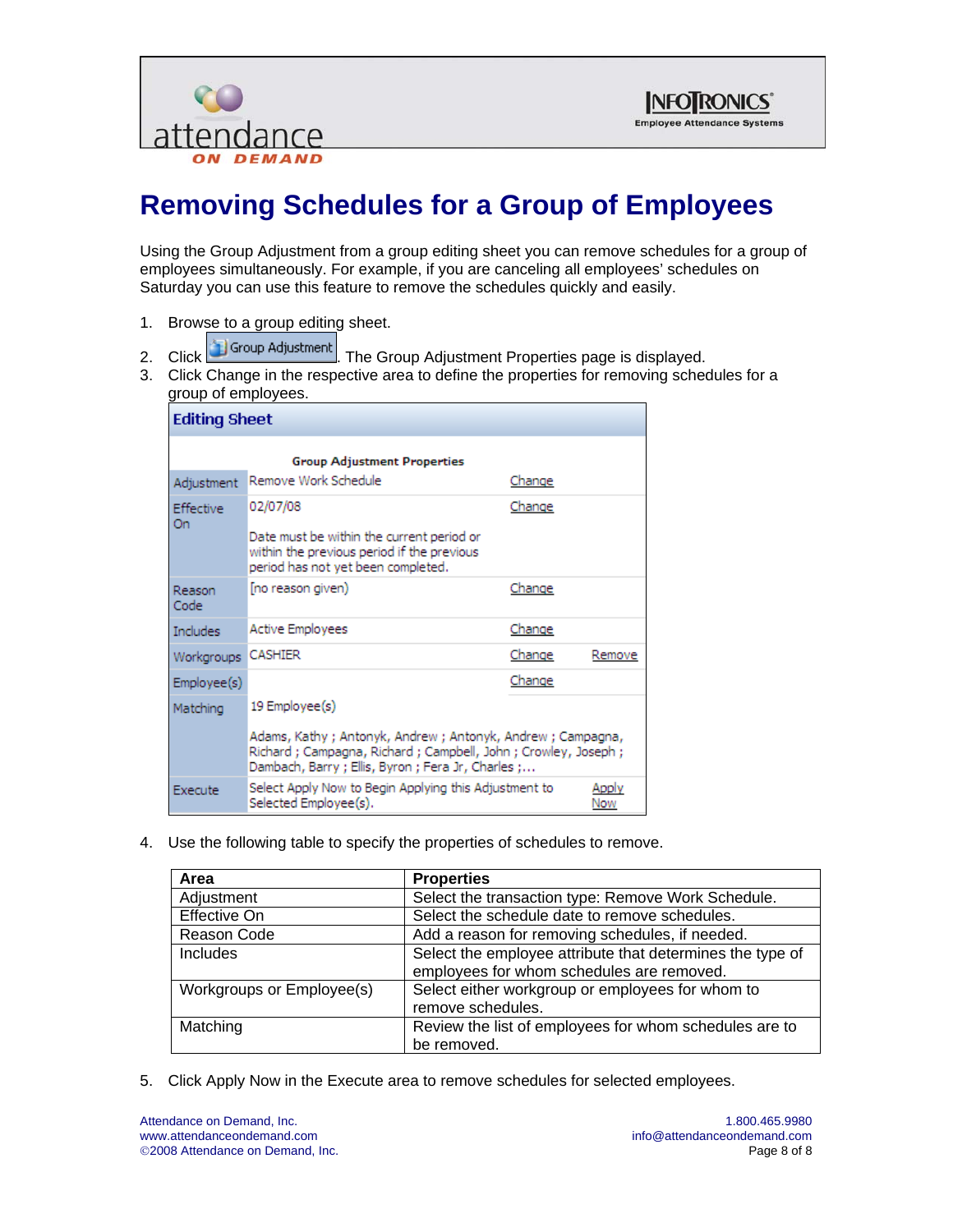# Removing Schedules for a Group of Employees

Using the Group Adjustment from a group editing sheet you can remove schedules for a group of employees simultaneously. For example, if you are canceling all employees' schedules on Saturday you can use this feature to remove the schedules quickly and easily.

1. Browse to a group editing sheet.
2. Click Group Adjustment. The Group Adjustment Properties page is displayed.
3. Click Change in the respective area to define the properties for removing schedules for a group of employees.

**Editing Sheet**

| Group Adjustment Properties | | | |
|---|---|---|---|
| Adjustment | Remove Work Schedule | Change | |
| Effective On | 02/07/08<br><br>Date must be within the current period or within the previous period if the previous period has not yet been completed. | Change | |
| Reason Code | [no reason given) | Change | |
| Includes | Active Employees | Change | |
| Workgroups | CASHIER | Change | Remove |
| Employee(s) | | Change | |
| Matching | 19 Employee(s)<br><br>Adams, Kathy ; Antonyk, Andrew ; Antonyk, Andrew ; Campagna, Richard ; Campagna, Richard ; Campbell, John ; Crowley, Joseph ; Dambach, Barry ; Ellis, Byron ; Fera Jr, Charles ;... | | |
| Execute | Select Apply Now to Begin Applying this Adjustment to Selected Employee(s). | | Apply Now |

4. Use the following table to specify the properties of schedules to remove.

| Area | Properties |
|---|---|
| Adjustment | Select the transaction type: Remove Work Schedule. |
| Effective On | Select the schedule date to remove schedules. |
| Reason Code | Add a reason for removing schedules, if needed. |
| Includes | Select the employee attribute that determines the type of employees for whom schedules are removed. |
| Workgroups or Employee(s) | Select either workgroup or employees for whom to remove schedules. |
| Matching | Review the list of employees for whom schedules are to be removed. |

5. Click Apply Now in the Execute area to remove schedules for selected employees.